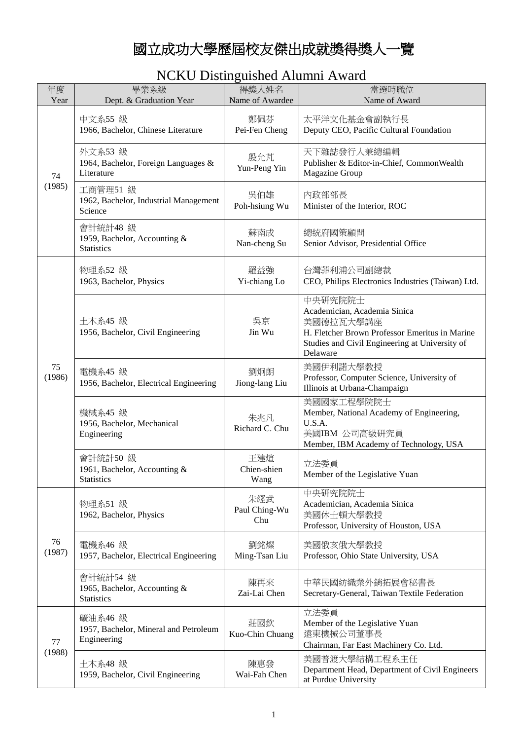# 國立成功大學歷屆校友傑出成就獎得獎人一覽

## NCKU Distinguished Alumni Award

| 年度<br>Year | 畢業系級<br>Dept. & Graduation Year | 得獎人姓名<br>Name of Awardee | 當選時職位<br>Name of Award |
|---|---|---|---|
| 74<br>(1985) | 中文系55 級<br>1966, Bachelor, Chinese Literature | 鄭佩芬<br>Pei-Fen Cheng | 太平洋文化基金會副執行長<br>Deputy CEO, Pacific Cultural Foundation |
| | 外文系53 級<br>1964, Bachelor, Foreign Languages & Literature | 殷允芃<br>Yun-Peng Yin | 天下雜誌發行人兼總編輯<br>Publisher & Editor-in-Chief, CommonWealth Magazine Group |
| | 工商管理51 級<br>1962, Bachelor, Industrial Management Science | 吳伯雄<br>Poh-hsiung Wu | 內政部部長<br>Minister of the Interior, ROC |
| | 會計統計48 級<br>1959, Bachelor, Accounting & Statistics | 蘇南成<br>Nan-cheng Su | 總統府國策顧問<br>Senior Advisor, Presidential Office |
| 75<br>(1986) | 物理系52 級<br>1963, Bachelor, Physics | 羅益強<br>Yi-chiang Lo | 台灣菲利浦公司副總裁<br>CEO, Philips Electronics Industries (Taiwan) Ltd. |
| | 土木系45 級<br>1956, Bachelor, Civil Engineering | 吳京<br>Jin Wu | 中央研究院院士<br>Academician, Academia Sinica<br>美國德拉瓦大學講座<br>H. Fletcher Brown Professor Emeritus in Marine Studies and Civil Engineering at University of Delaware |
| | 電機系45 級<br>1956, Bachelor, Electrical Engineering | 劉炯朗<br>Jiong-lang Liu | 美國伊利諾大學教授<br>Professor, Computer Science, University of Illinois at Urbana-Champaign |
| | 機械系45 級<br>1956, Bachelor, Mechanical Engineering | 朱兆凡<br>Richard C. Chu | 美國國家工程學院院士<br>Member, National Academy of Engineering, U.S.A.<br>美國IBM 公司高級研究員<br>Member, IBM Academy of Technology, USA |
| | 會計統計50 級<br>1961, Bachelor, Accounting & Statistics | 王建煊<br>Chien-shien Wang | 立法委員<br>Member of the Legislative Yuan |
| 76<br>(1987) | 物理系51 級<br>1962, Bachelor, Physics | 朱經武<br>Paul Ching-Wu Chu | 中央研究院院士<br>Academician, Academia Sinica<br>美國休士頓大學教授<br>Professor, University of Houston, USA |
| | 電機系46 級<br>1957, Bachelor, Electrical Engineering | 劉銘燦<br>Ming-Tsan Liu | 美國俄亥俄大學教授<br>Professor, Ohio State University, USA |
| | 會計統計54 級<br>1965, Bachelor, Accounting & Statistics | 陳再來<br>Zai-Lai Chen | 中華民國紡織業外銷拓展會秘書長<br>Secretary-General, Taiwan Textile Federation |
| 77<br>(1988) | 礦油系46 級<br>1957, Bachelor, Mineral and Petroleum Engineering | 莊國欽<br>Kuo-Chin Chuang | 立法委員<br>Member of the Legislative Yuan<br>遠東機械公司董事長<br>Chairman, Far East Machinery Co. Ltd. |
| | 土木系48 級<br>1959, Bachelor, Civil Engineering | 陳惠發<br>Wai-Fah Chen | 美國普渡大學結構工程系主任<br>Department Head, Department of Civil Engineers at Purdue University |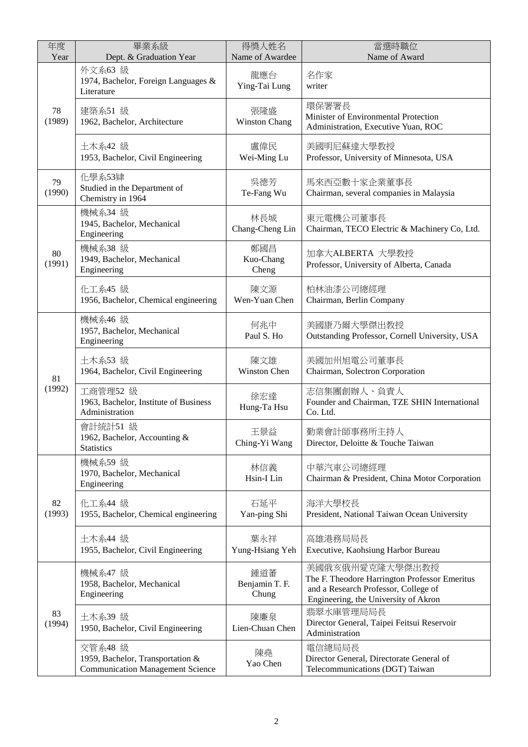| 年度<br>Year | 畢業系級<br>Dept. & Graduation Year | 得獎人姓名<br>Name of Awardee | 當選時職位<br>Name of Award |
|---|---|---|---|
| 78<br>(1989) | 外文系63 級<br>1974, Bachelor, Foreign Languages & Literature | 龍應台<br>Ying-Tai Lung | 名作家<br>writer |
| | 建築系51 級<br>1962, Bachelor, Architecture | 張隆盛<br>Winston Chang | 環保署署長<br>Minister of Environmental Protection Administration, Executive Yuan, ROC |
| | 土木系42 級<br>1953, Bachelor, Civil Engineering | 盧偉民<br>Wei-Ming Lu | 美國明尼蘇達大學教授<br>Professor, University of Minnesota, USA |
| 79<br>(1990) | 化學系53肄<br>Studied in the Department of Chemistry in 1964 | 吳德芳<br>Te-Fang Wu | 馬來西亞數十家企業董事長<br>Chairman, several companies in Malaysia |
| 80<br>(1991) | 機械系34 級<br>1945, Bachelor, Mechanical Engineering | 林長城<br>Chang-Cheng Lin | 東元電機公司董事長<br>Chairman, TECO Electric & Machinery Co, Ltd. |
| | 機械系38 級<br>1949, Bachelor, Mechanical Engineering | 鄭國昌<br>Kuo-Chang Cheng | 加拿大ALBERTA 大學教授<br>Professor, University of Alberta, Canada |
| | 化工系45 級<br>1956, Bachelor, Chemical engineering | 陳文源<br>Wen-Yuan Chen | 柏林油漆公司總經理<br>Chairman, Berlin Company |
| 81<br>(1992) | 機械系46 級<br>1957, Bachelor, Mechanical Engineering | 何兆中<br>Paul S. Ho | 美國康乃爾大學傑出教授<br>Outstanding Professor, Cornell University, USA |
| | 土木系53 級<br>1964, Bachelor, Civil Engineering | 陳文雄<br>Winston Chen | 美國加州旭電公司董事長<br>Chairman, Solectron Corporation |
| | 工商管理52 級<br>1963, Bachelor, Institute of Business Administration | 徐宏達<br>Hung-Ta Hsu | 志信集團創辦人、負責人<br>Founder and Chairman, TZE SHIN International Co. Ltd. |
| | 會計統計51 級<br>1962, Bachelor, Accounting & Statistics | 王景益<br>Ching-Yi Wang | 勤業會計師事務所主持人<br>Director, Deloitte & Touche Taiwan |
| 82<br>(1993) | 機械系59 級<br>1970, Bachelor, Mechanical Engineering | 林信義<br>Hsin-I Lin | 中華汽車公司總經理<br>Chairman & President, China Motor Corporation |
| | 化工系44 級<br>1955, Bachelor, Chemical engineering | 石延平<br>Yan-ping Shi | 海洋大學校長<br>President, National Taiwan Ocean University |
| | 土木系44 級<br>1955, Bachelor, Civil Engineering | 葉永祥<br>Yung-Hsiang Yeh | 高雄港務局局長<br>Executive, Kaohsiung Harbor Bureau |
| 83<br>(1994) | 機械系47 級<br>1958, Bachelor, Mechanical Engineering | 鍾道蕃<br>Benjamin T. F. Chung | 美國俄亥俄州愛克隆大學傑出教授<br>The F. Theodore Harrington Professor Emeritus and a Research Professor, College of Engineering, the University of Akron |
| | 土木系39 級<br>1950, Bachelor, Civil Engineering | 陳廉泉<br>Lien-Chuan Chen | 翡翠水庫管理局局長<br>Director General, Taipei Feitsui Reservoir Administration |
| | 交管系48 級<br>1959, Bachelor, Transportation & Communication Management Science | 陳堯<br>Yao Chen | 電信總局局長<br>Director General, Directorate General of Telecommunications (DGT) Taiwan |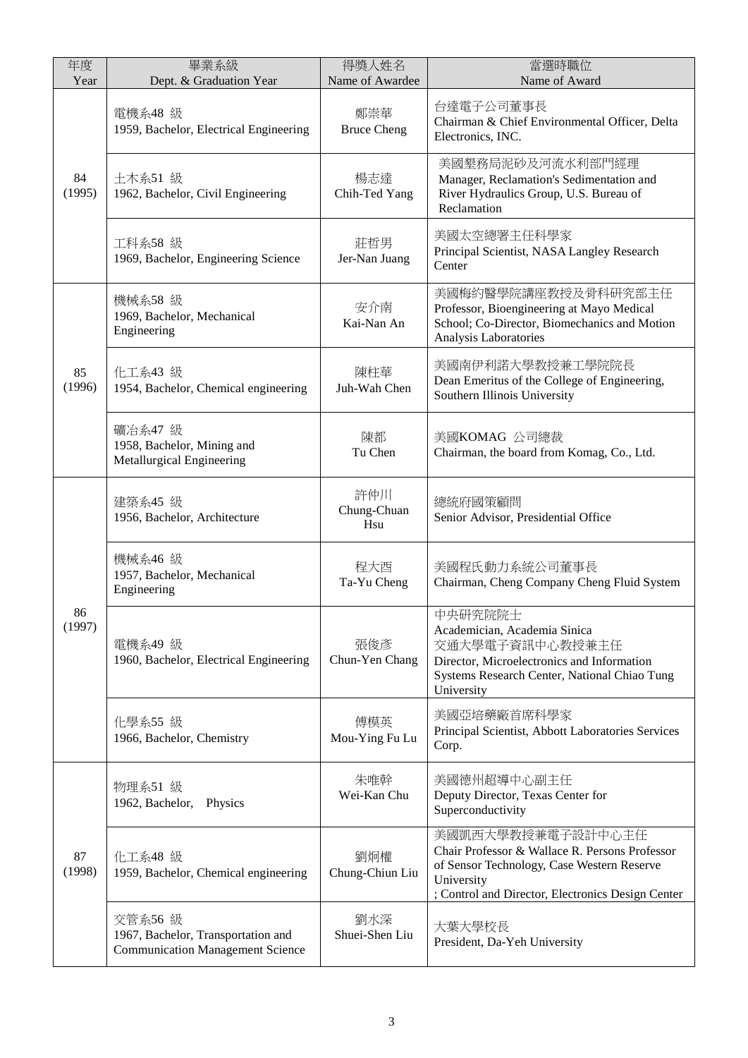| 年度<br>Year | 畢業系級<br>Dept. & Graduation Year | 得獎人姓名<br>Name of Awardee | 當選時職位<br>Name of Award |
|---|---|---|---|
| 84<br>(1995) | 電機系48 級<br>1959, Bachelor, Electrical Engineering | 鄭崇華<br>Bruce Cheng | 台達電子公司董事長<br>Chairman & Chief Environmental Officer, Delta Electronics, INC. |
| | 土木系51 級<br>1962, Bachelor, Civil Engineering | 楊志達<br>Chih-Ted Yang | 美國墾務局泥砂及河流水利部門經理<br>Manager, Reclamation's Sedimentation and River Hydraulics Group, U.S. Bureau of Reclamation |
| | 工科系58 級<br>1969, Bachelor, Engineering Science | 莊哲男<br>Jer-Nan Juang | 美國太空總署主任科學家<br>Principal Scientist, NASA Langley Research Center |
| 85<br>(1996) | 機械系58 級<br>1969, Bachelor, Mechanical Engineering | 安介南<br>Kai-Nan An | 美國梅約醫學院講座教授及骨科研究部主任<br>Professor, Bioengineering at Mayo Medical School; Co-Director, Biomechanics and Motion Analysis Laboratories |
| | 化工系43 級<br>1954, Bachelor, Chemical engineering | 陳柱華<br>Juh-Wah Chen | 美國南伊利諾大學教授兼工學院院長<br>Dean Emeritus of the College of Engineering, Southern Illinois University |
| | 礦冶系47 級<br>1958, Bachelor, Mining and Metallurgical Engineering | 陳都<br>Tu Chen | 美國KOMAG 公司總裁<br>Chairman, the board from Komag, Co., Ltd. |
| 86<br>(1997) | 建築系45 級<br>1956, Bachelor, Architecture | 許仲川<br>Chung-Chuan Hsu | 總統府國策顧問<br>Senior Advisor, Presidential Office |
| | 機械系46 級<br>1957, Bachelor, Mechanical Engineering | 程大西<br>Ta-Yu Cheng | 美國程氏動力系統公司董事長<br>Chairman, Cheng Company Cheng Fluid System |
| | 電機系49 級<br>1960, Bachelor, Electrical Engineering | 張俊彥<br>Chun-Yen Chang | 中央研究院院士<br>Academician, Academia Sinica<br>交通大學電子資訊中心教授兼主任<br>Director, Microelectronics and Information Systems Research Center, National Chiao Tung University |
| | 化學系55 級<br>1966, Bachelor, Chemistry | 傅模英<br>Mou-Ying Fu Lu | 美國亞培藥廠首席科學家<br>Principal Scientist, Abbott Laboratories Services Corp. |
| 87<br>(1998) | 物理系51 級<br>1962, Bachelor, Physics | 朱唯幹<br>Wei-Kan Chu | 美國德州超導中心副主任<br>Deputy Director, Texas Center for Superconductivity |
| | 化工系48 級<br>1959, Bachelor, Chemical engineering | 劉炯權<br>Chung-Chiun Liu | 美國凱西大學教授兼電子設計中心主任<br>Chair Professor & Wallace R. Persons Professor of Sensor Technology, Case Western Reserve University<br>; Control and Director, Electronics Design Center |
| | 交管系56 級<br>1967, Bachelor, Transportation and Communication Management Science | 劉水深<br>Shuei-Shen Liu | 大葉大學校長<br>President, Da-Yeh University |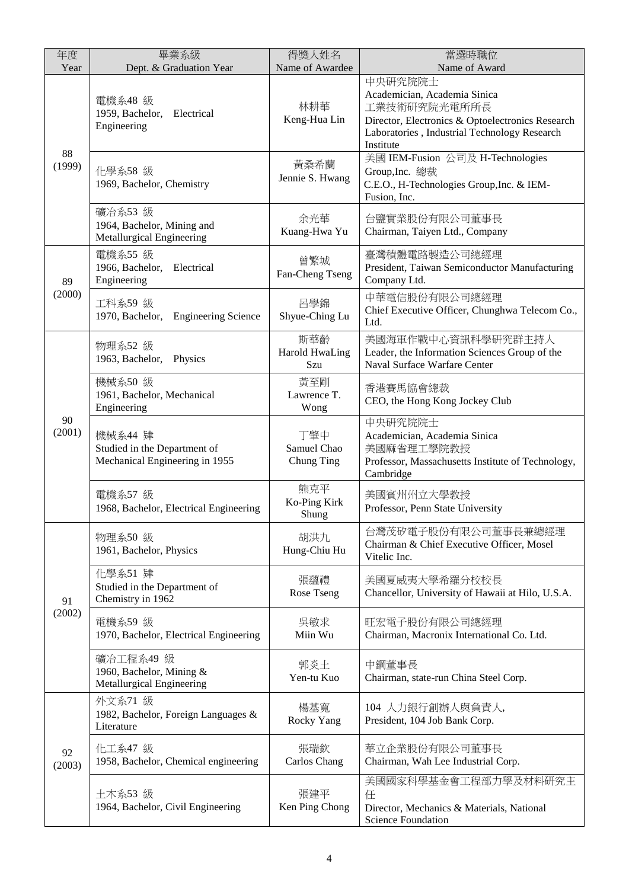| 年度<br>Year | 畢業系級<br>Dept. & Graduation Year | 得獎人姓名<br>Name of Awardee | 當選時職位<br>Name of Award |
|---|---|---|---|
| 88<br>(1999) | 電機系48 級<br>1959, Bachelor, Electrical Engineering | 林耕華<br>Keng-Hua Lin | 中央研究院院士<br>Academician, Academia Sinica<br>工業技術研究院光電所所長<br>Director, Electronics & Optoelectronics Research Laboratories , Industrial Technology Research Institute |
| | 化學系58 級<br>1969, Bachelor, Chemistry | 黃桑希蘭<br>Jennie S. Hwang | 美國 IEM-Fusion 公司及 H-Technologies Group,Inc. 總裁<br>C.E.O., H-Technologies Group,Inc. & IEM-Fusion, Inc. |
| | 礦冶系53 級<br>1964, Bachelor, Mining and Metallurgical Engineering | 余光華<br>Kuang-Hwa Yu | 台鹽實業股份有限公司董事長<br>Chairman, Taiyen Ltd., Company |
| 89<br>(2000) | 電機系55 級<br>1966, Bachelor, Electrical Engineering | 曾繁城<br>Fan-Cheng Tseng | 臺灣積體電路製造公司總經理<br>President, Taiwan Semiconductor Manufacturing Company Ltd. |
| | 工科系59 級<br>1970, Bachelor, Engineering Science | 呂學錦<br>Shyue-Ching Lu | 中華電信股份有限公司總經理<br>Chief Executive Officer, Chunghwa Telecom Co., Ltd. |
| 90<br>(2001) | 物理系52 級<br>1963, Bachelor, Physics | 斯華齡<br>Harold HwaLing Szu | 美國海軍作戰中心資訊科學研究群主持人<br>Leader, the Information Sciences Group of the Naval Surface Warfare Center |
| | 機械系50 級<br>1961, Bachelor, Mechanical Engineering | 黃至剛<br>Lawrence T. Wong | 香港賽馬協會總裁<br>CEO, the Hong Kong Jockey Club |
| | 機械系44 肄<br>Studied in the Department of Mechanical Engineering in 1955 | 丁肇中<br>Samuel Chao Chung Ting | 中央研究院院士<br>Academician, Academia Sinica<br>美國麻省理工學院教授<br>Professor, Massachusetts Institute of Technology, Cambridge |
| | 電機系57 級<br>1968, Bachelor, Electrical Engineering | 熊克平<br>Ko-Ping Kirk Shung | 美國賓州州立大學教授<br>Professor, Penn State University |
| 91<br>(2002) | 物理系50 級<br>1961, Bachelor, Physics | 胡洪九<br>Hung-Chiu Hu | 台灣茂矽電子股份有限公司董事長兼總經理<br>Chairman & Chief Executive Officer, Mosel Vitelic Inc. |
| | 化學系51 肄<br>Studied in the Department of Chemistry in 1962 | 張蘊禮<br>Rose Tseng | 美國夏威夷大學希羅分校校長<br>Chancellor, University of Hawaii at Hilo, U.S.A. |
| | 電機系59 級<br>1970, Bachelor, Electrical Engineering | 吳敏求<br>Miin Wu | 旺宏電子股份有限公司總經理<br>Chairman, Macronix International Co. Ltd. |
| | 礦冶工程系49 級<br>1960, Bachelor, Mining & Metallurgical Engineering | 郭炎土<br>Yen-tu Kuo | 中鋼董事長<br>Chairman, state-run China Steel Corp. |
| 92<br>(2003) | 外文系71 級<br>1982, Bachelor, Foreign Languages & Literature | 楊基寬<br>Rocky Yang | 104 人力銀行創辦人與負責人,<br>President, 104 Job Bank Corp. |
| | 化工系47 級<br>1958, Bachelor, Chemical engineering | 張瑞欽<br>Carlos Chang | 華立企業股份有限公司董事長<br>Chairman, Wah Lee Industrial Corp. |
| | 土木系53 級<br>1964, Bachelor, Civil Engineering | 張建平<br>Ken Ping Chong | 美國國家科學基金會工程部力學及材料研究主任<br>Director, Mechanics & Materials, National Science Foundation |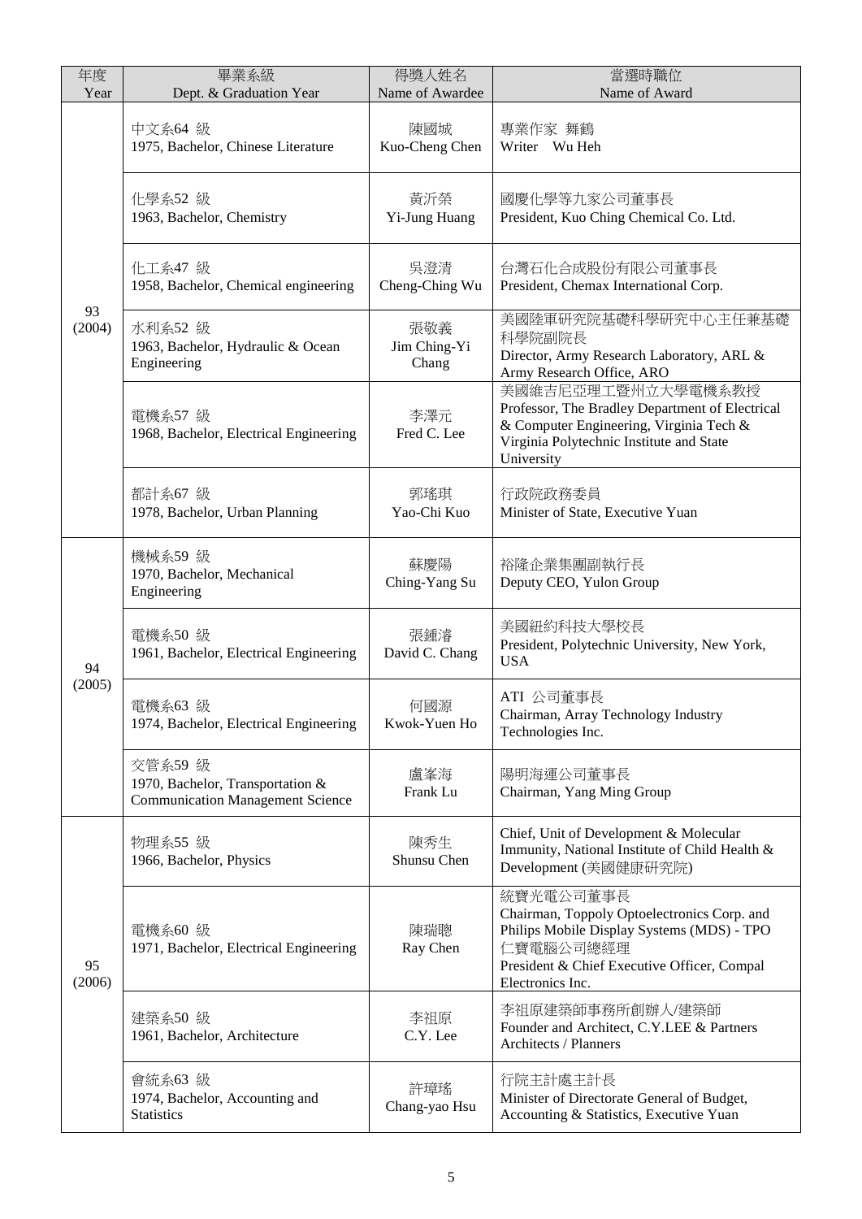| 年度<br>Year | 畢業系級<br>Dept. & Graduation Year | 得獎人姓名<br>Name of Awardee | 當選時職位<br>Name of Award |
|---|---|---|---|
| 93<br>(2004) | 中文系64 級<br>1975, Bachelor, Chinese Literature | 陳國城<br>Kuo-Cheng Chen | 專業作家 舞鶴<br>Writer Wu Heh |
| | 化學系52 級<br>1963, Bachelor, Chemistry | 黃沂榮<br>Yi-Jung Huang | 國慶化學等九家公司董事長<br>President, Kuo Ching Chemical Co. Ltd. |
| | 化工系47 級<br>1958, Bachelor, Chemical engineering | 吳澄清<br>Cheng-Ching Wu | 台灣石化合成股份有限公司董事長<br>President, Chemax International Corp. |
| | 水利系52 級<br>1963, Bachelor, Hydraulic & Ocean Engineering | 張敬義<br>Jim Ching-Yi Chang | 美國陸軍研究院基礎科學研究中心主任兼基礎科學院副院長<br>Director, Army Research Laboratory, ARL & Army Research Office, ARO |
| | 電機系57 級<br>1968, Bachelor, Electrical Engineering | 李澤元<br>Fred C. Lee | 美國維吉尼亞理工暨州立大學電機系教授<br>Professor, The Bradley Department of Electrical & Computer Engineering, Virginia Tech & Virginia Polytechnic Institute and State University |
| | 都計系67 級<br>1978, Bachelor, Urban Planning | 郭瑤琪<br>Yao-Chi Kuo | 行政院政務委員<br>Minister of State, Executive Yuan |
| 94<br>(2005) | 機械系59 級<br>1970, Bachelor, Mechanical Engineering | 蘇慶陽<br>Ching-Yang Su | 裕隆企業集團副執行長<br>Deputy CEO, Yulon Group |
| | 電機系50 級<br>1961, Bachelor, Electrical Engineering | 張鍾濬<br>David C. Chang | 美國紐約科技大學校長<br>President, Polytechnic University, New York, USA |
| | 電機系63 級<br>1974, Bachelor, Electrical Engineering | 何國源<br>Kwok-Yuen Ho | ATI 公司董事長<br>Chairman, Array Technology Industry Technologies Inc. |
| | 交管系59 級<br>1970, Bachelor, Transportation & Communication Management Science | 盧峯海<br>Frank Lu | 陽明海運公司董事長<br>Chairman, Yang Ming Group |
| 95<br>(2006) | 物理系55 級<br>1966, Bachelor, Physics | 陳秀生<br>Shunsu Chen | Chief, Unit of Development & Molecular Immunity, National Institute of Child Health & Development (美國健康研究院) |
| | 電機系60 級<br>1971, Bachelor, Electrical Engineering | 陳瑞聰<br>Ray Chen | 統寶光電公司董事長<br>Chairman, Toppoly Optoelectronics Corp. and Philips Mobile Display Systems (MDS) - TPO<br>仁寶電腦公司總經理<br>President & Chief Executive Officer, Compal Electronics Inc. |
| | 建築系50 級<br>1961, Bachelor, Architecture | 李祖原<br>C.Y. Lee | 李祖原建築師事務所創辦人/建築師<br>Founder and Architect, C.Y.LEE & Partners Architects / Planners |
| | 會統系63 級<br>1974, Bachelor, Accounting and Statistics | 許璋瑤<br>Chang-yao Hsu | 行院主計處主計長<br>Minister of Directorate General of Budget, Accounting & Statistics, Executive Yuan |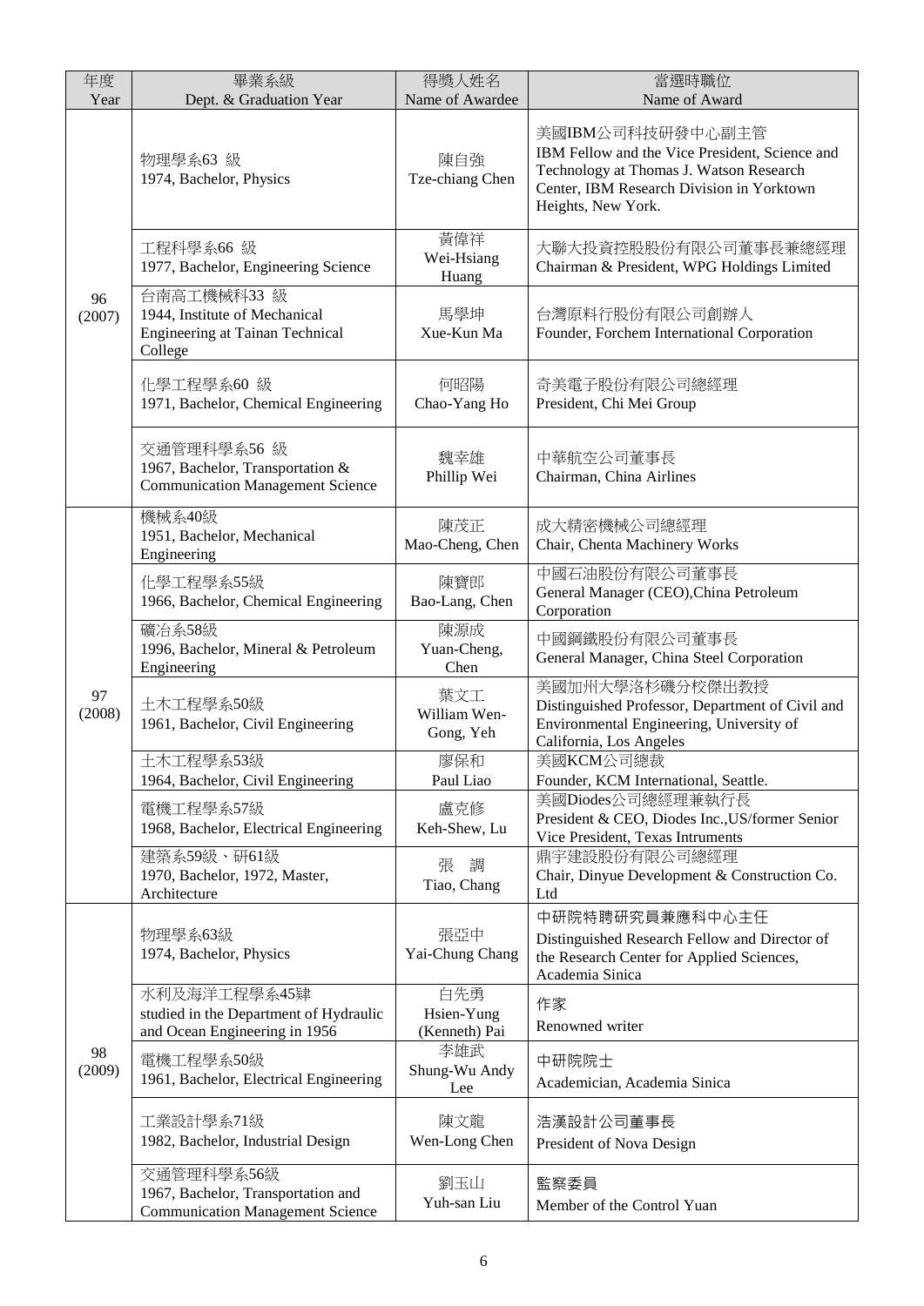| 年度<br>Year | 畢業系級<br>Dept. & Graduation Year | 得獎人姓名<br>Name of Awardee | 當選時職位<br>Name of Award |
|---|---|---|---|
| 96<br>(2007) | 物理學系63 級<br>1974, Bachelor, Physics | 陳自強<br>Tze-chiang Chen | 美國IBM公司科技研發中心副主管<br>IBM Fellow and the Vice President, Science and Technology at Thomas J. Watson Research Center, IBM Research Division in Yorktown Heights, New York. |
| | 工程科學系66 級<br>1977, Bachelor, Engineering Science | 黃偉祥<br>Wei-Hsiang Huang | 大聯大投資控股股份有限公司董事長兼總經理<br>Chairman & President, WPG Holdings Limited |
| | 台南高工機械科33 級<br>1944, Institute of Mechanical Engineering at Tainan Technical College | 馬學坤<br>Xue-Kun Ma | 台灣原料行股份有限公司創辦人<br>Founder, Forchem International Corporation |
| | 化學工程學系60 級<br>1971, Bachelor, Chemical Engineering | 何昭陽<br>Chao-Yang Ho | 奇美電子股份有限公司總經理<br>President, Chi Mei Group |
| | 交通管理科學系56 級<br>1967, Bachelor, Transportation & Communication Management Science | 魏幸雄<br>Phillip Wei | 中華航空公司董事長<br>Chairman, China Airlines |
| 97<br>(2008) | 機械系40級<br>1951, Bachelor, Mechanical Engineering | 陳茂正<br>Mao-Cheng, Chen | 成大精密機械公司總經理<br>Chair, Chenta Machinery Works |
| | 化學工程學系55級<br>1966, Bachelor, Chemical Engineering | 陳寶郎<br>Bao-Lang, Chen | 中國石油股份有限公司董事長<br>General Manager (CEO),China Petroleum Corporation |
| | 礦冶系58級<br>1996, Bachelor, Mineral & Petroleum Engineering | 陳源成<br>Yuan-Cheng, Chen | 中國鋼鐵股份有限公司董事長<br>General Manager, China Steel Corporation |
| | 土木工程學系50級<br>1961, Bachelor, Civil Engineering | 葉文工<br>William Wen-Gong, Yeh | 美國加州大學洛杉磯分校傑出教授<br>Distinguished Professor, Department of Civil and Environmental Engineering, University of California, Los Angeles |
| | 土木工程學系53級<br>1964, Bachelor, Civil Engineering | 廖保和<br>Paul Liao | 美國KCM公司總裁<br>Founder, KCM International, Seattle. |
| | 電機工程學系57級<br>1968, Bachelor, Electrical Engineering | 盧克修<br>Keh-Shew, Lu | 美國Diodes公司總經理兼執行長<br>President & CEO, Diodes Inc.,US/former Senior Vice President, Texas Intruments |
| | 建築系59級、研61級<br>1970, Bachelor, 1972, Master, Architecture | 張 調<br>Tiao, Chang | 鼎宇建設股份有限公司總經理<br>Chair, Dinyue Development & Construction Co. Ltd |
| 98<br>(2009) | 物理學系63級<br>1974, Bachelor, Physics | 張亞中<br>Yai-Chung Chang | 中研院特聘研究員兼應科中心主任<br>Distinguished Research Fellow and Director of the Research Center for Applied Sciences, Academia Sinica |
| | 水利及海洋工程學系45肄<br>studied in the Department of Hydraulic and Ocean Engineering in 1956 | 白先勇<br>Hsien-Yung (Kenneth) Pai | 作家<br>Renowned writer |
| | 電機工程學系50級<br>1961, Bachelor, Electrical Engineering | 李雄武<br>Shung-Wu Andy Lee | 中研院院士<br>Academician, Academia Sinica |
| | 工業設計學系71級<br>1982, Bachelor, Industrial Design | 陳文龍<br>Wen-Long Chen | 浩漢設計公司董事長<br>President of Nova Design |
| | 交通管理科學系56級<br>1967, Bachelor, Transportation and Communication Management Science | 劉玉山<br>Yuh-san Liu | 監察委員<br>Member of the Control Yuan |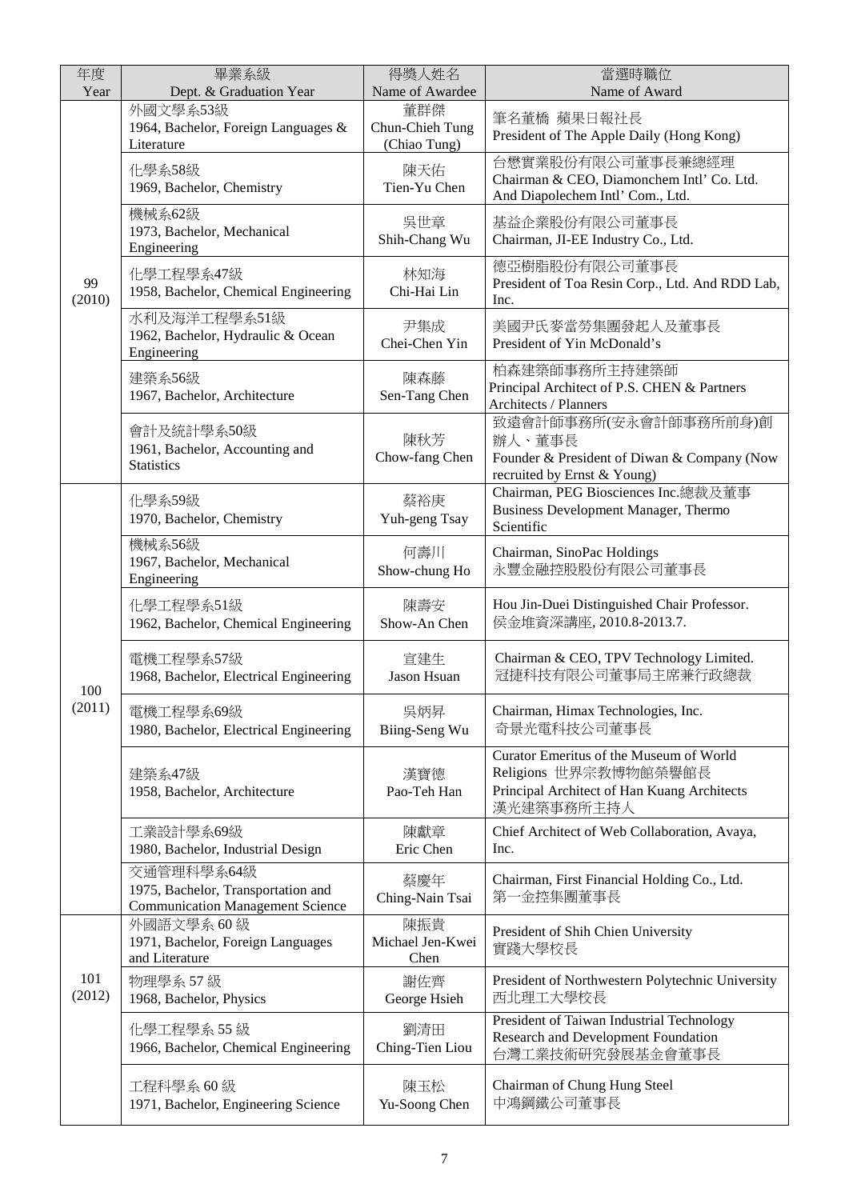| 年度 Year | 畢業系級 Dept. & Graduation Year | 得獎人姓名 Name of Awardee | 當選時職位 Name of Award |
|---|---|---|---|
| 99 (2010) | 外國文學系53級 1964, Bachelor, Foreign Languages & Literature | 董群傑 Chun-Chieh Tung (Chiao Tung) | 筆名董橋 蘋果日報社長 President of The Apple Daily (Hong Kong) |
| | 化學系58級 1969, Bachelor, Chemistry | 陳天佑 Tien-Yu Chen | 台懋實業股份有限公司董事長兼總經理 Chairman & CEO, Diamonchem Intl' Co. Ltd. And Diapolechem Intl' Com., Ltd. |
| | 機械系62級 1973, Bachelor, Mechanical Engineering | 吳世章 Shih-Chang Wu | 基益企業股份有限公司董事長 Chairman, JI-EE Industry Co., Ltd. |
| | 化學工程學系47級 1958, Bachelor, Chemical Engineering | 林知海 Chi-Hai Lin | 德亞樹脂股份有限公司董事長 President of Toa Resin Corp., Ltd. And RDD Lab, Inc. |
| | 水利及海洋工程學系51級 1962, Bachelor, Hydraulic & Ocean Engineering | 尹集成 Chei-Chen Yin | 美國尹氏麥當勞集團發起人及董事長 President of Yin McDonald's |
| | 建築系56級 1967, Bachelor, Architecture | 陳森藤 Sen-Tang Chen | 柏森建築師事務所主持建築師 Principal Architect of P.S. CHEN & Partners Architects / Planners |
| | 會計及統計學系50級 1961, Bachelor, Accounting and Statistics | 陳秋芳 Chow-fang Chen | 致遠會計師事務所(安永會計師事務所前身)創辦人、董事長 Founder & President of Diwan & Company (Now recruited by Ernst & Young) |
| 100 (2011) | 化學系59級 1970, Bachelor, Chemistry | 蔡裕庚 Yuh-geng Tsay | Chairman, PEG Biosciences Inc.總裁及董事 Business Development Manager, Thermo Scientific |
| | 機械系56級 1967, Bachelor, Mechanical Engineering | 何壽川 Show-chung Ho | Chairman, SinoPac Holdings 永豐金融控股股份有限公司董事長 |
| | 化學工程學系51級 1962, Bachelor, Chemical Engineering | 陳壽安 Show-An Chen | Hou Jin-Duei Distinguished Chair Professor. 侯金堆資深講座, 2010.8-2013.7. |
| | 電機工程學系57級 1968, Bachelor, Electrical Engineering | 宣建生 Jason Hsuan | Chairman & CEO, TPV Technology Limited. 冠捷科技有限公司董事局主席兼行政總裁 |
| | 電機工程學系69級 1980, Bachelor, Electrical Engineering | 吳炳昇 Biing-Seng Wu | Chairman, Himax Technologies, Inc. 奇景光電科技公司董事長 |
| | 建築系47級 1958, Bachelor, Architecture | 漢寶德 Pao-Teh Han | Curator Emeritus of the Museum of World Religions 世界宗教博物館榮譽館長 Principal Architect of Han Kuang Architects 漢光建築事務所主持人 |
| | 工業設計學系69級 1980, Bachelor, Industrial Design | 陳獻章 Eric Chen | Chief Architect of Web Collaboration, Avaya, Inc. |
| | 交通管理科學系64級 1975, Bachelor, Transportation and Communication Management Science | 蔡慶年 Ching-Nain Tsai | Chairman, First Financial Holding Co., Ltd. 第一金控集團董事長 |
| 101 (2012) | 外國語文學系 60 級 1971, Bachelor, Foreign Languages and Literature | 陳振貴 Michael Jen-Kwei Chen | President of Shih Chien University 實踐大學校長 |
| | 物理學系 57 級 1968, Bachelor, Physics | 謝佐齊 George Hsieh | President of Northwestern Polytechnic University 西北理工大學校長 |
| | 化學工程學系 55 級 1966, Bachelor, Chemical Engineering | 劉清田 Ching-Tien Liou | President of Taiwan Industrial Technology Research and Development Foundation 台灣工業技術研究發展基金會董事長 |
| | 工程科學系 60 級 1971, Bachelor, Engineering Science | 陳玉松 Yu-Soong Chen | Chairman of Chung Hung Steel 中鴻鋼鐵公司董事長 |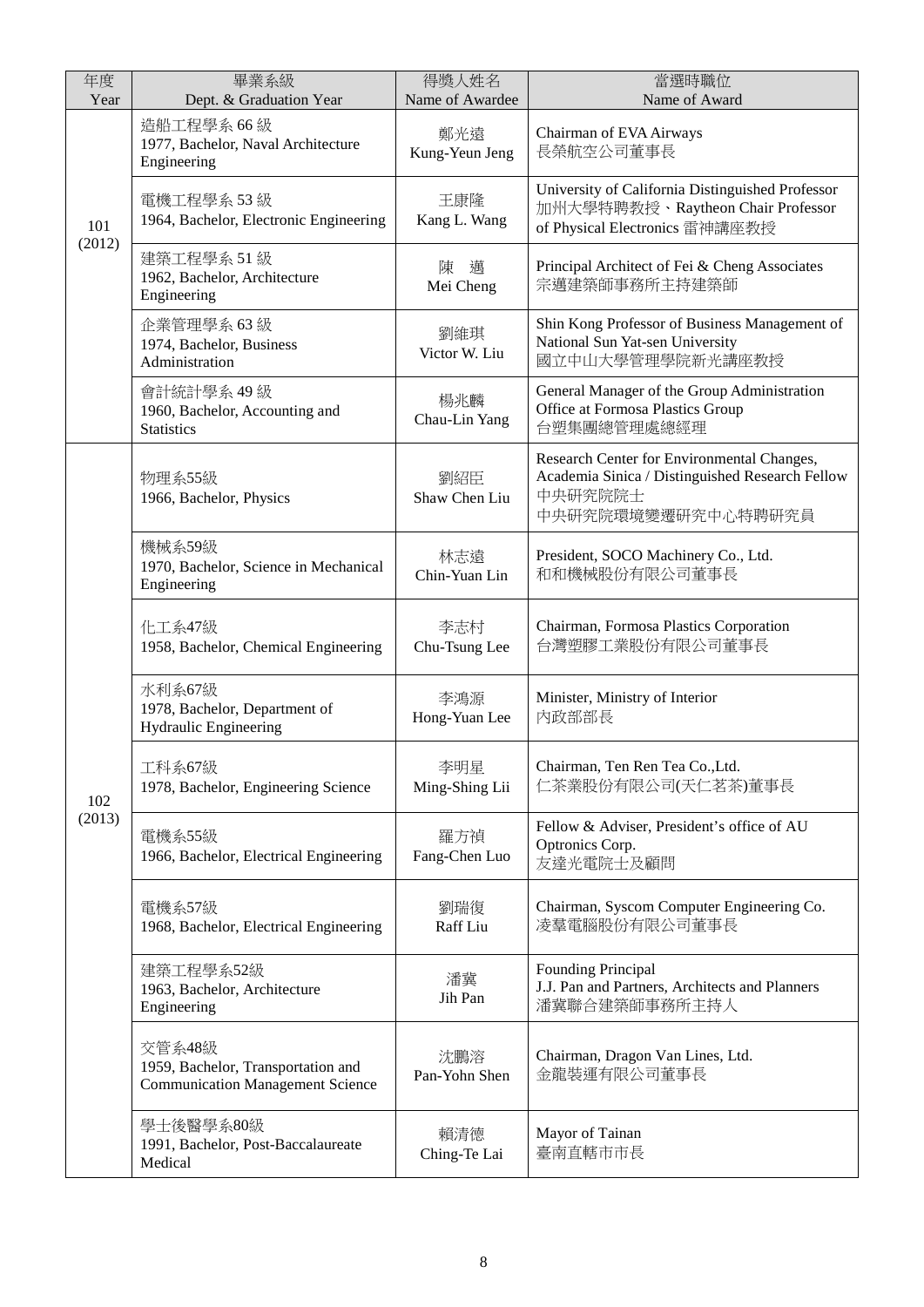| 年度<br>Year | 畢業系級<br>Dept. & Graduation Year | 得獎人姓名<br>Name of Awardee | 當選時職位<br>Name of Award |
|---|---|---|---|
| 101<br>(2012) | 造船工程學系 66 級<br>1977, Bachelor, Naval Architecture Engineering | 鄭光遠<br>Kung-Yeun Jeng | Chairman of EVA Airways<br>長榮航空公司董事長 |
| | 電機工程學系 53 級<br>1964, Bachelor, Electronic Engineering | 王康隆<br>Kang L. Wang | University of California Distinguished Professor 加州大學特聘教授、Raytheon Chair Professor of Physical Electronics 雷神講座教授 |
| | 建築工程學系 51 級<br>1962, Bachelor, Architecture Engineering | 陳 邁<br>Mei Cheng | Principal Architect of Fei & Cheng Associates<br>宗邁建築師事務所主持建築師 |
| | 企業管理學系 63 級<br>1974, Bachelor, Business Administration | 劉維琪<br>Victor W. Liu | Shin Kong Professor of Business Management of National Sun Yat-sen University<br>國立中山大學管理學院新光講座教授 |
| | 會計統計學系 49 級<br>1960, Bachelor, Accounting and Statistics | 楊兆麟<br>Chau-Lin Yang | General Manager of the Group Administration Office at Formosa Plastics Group<br>台塑集團總管理處總經理 |
| 102<br>(2013) | 物理系55級<br>1966, Bachelor, Physics | 劉紹臣<br>Shaw Chen Liu | Research Center for Environmental Changes, Academia Sinica / Distinguished Research Fellow<br>中央研究院院士<br>中央研究院環境變遷研究中心特聘研究員 |
| | 機械系59級<br>1970, Bachelor, Science in Mechanical Engineering | 林志遠<br>Chin-Yuan Lin | President, SOCO Machinery Co., Ltd.<br>和和機械股份有限公司董事長 |
| | 化工系47級<br>1958, Bachelor, Chemical Engineering | 李志村<br>Chu-Tsung Lee | Chairman, Formosa Plastics Corporation<br>台灣塑膠工業股份有限公司董事長 |
| | 水利系67級<br>1978, Bachelor, Department of Hydraulic Engineering | 李鴻源<br>Hong-Yuan Lee | Minister, Ministry of Interior<br>內政部部長 |
| | 工科系67級<br>1978, Bachelor, Engineering Science | 李明星<br>Ming-Shing Lii | Chairman, Ten Ren Tea Co.,Ltd.<br>仁茶業股份有限公司(天仁茗茶)董事長 |
| | 電機系55級<br>1966, Bachelor, Electrical Engineering | 羅方禎<br>Fang-Chen Luo | Fellow & Adviser, President's office of AU Optronics Corp.<br>友達光電院士及顧問 |
| | 電機系57級<br>1968, Bachelor, Electrical Engineering | 劉瑞復<br>Raff Liu | Chairman, Syscom Computer Engineering Co.<br>凌羣電腦股份有限公司董事長 |
| | 建築工程學系52級<br>1963, Bachelor, Architecture Engineering | 潘冀<br>Jih Pan | Founding Principal<br>J.J. Pan and Partners, Architects and Planners<br>潘冀聯合建築師事務所主持人 |
| | 交管系48級<br>1959, Bachelor, Transportation and Communication Management Science | 沈鵬溶<br>Pan-Yohn Shen | Chairman, Dragon Van Lines, Ltd.<br>金龍裝運有限公司董事長 |
| | 學士後醫學系80級<br>1991, Bachelor, Post-Baccalaureate Medical | 賴清德<br>Ching-Te Lai | Mayor of Tainan<br>臺南直轄市市長 |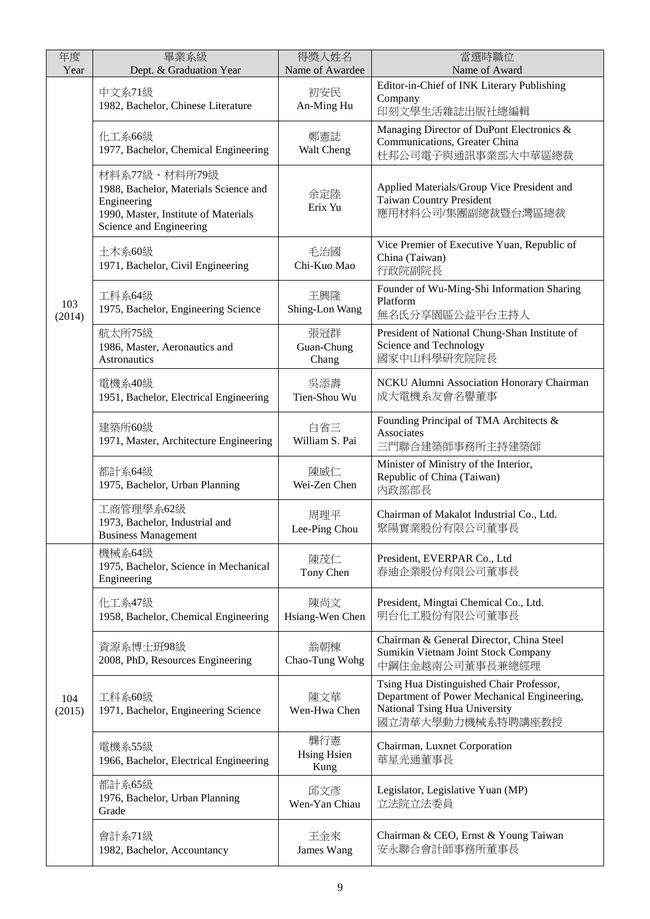| 年度<br>Year | 畢業系級<br>Dept. & Graduation Year | 得獎人姓名<br>Name of Awardee | 當選時職位<br>Name of Award |
|---|---|---|---|
| 103<br>(2014) | 中文系71級<br>1982, Bachelor, Chinese Literature | 初安民<br>An-Ming Hu | Editor-in-Chief of INK Literary Publishing Company<br>印刻文學生活雜誌出版社總編輯 |
| | 化工系66級<br>1977, Bachelor, Chemical Engineering | 鄭憲誌<br>Walt Cheng | Managing Director of DuPont Electronics & Communications, Greater China<br>杜邦公司電子與通訊事業部大中華區總裁 |
| | 材料系77級、材料所79級<br>1988, Bachelor, Materials Science and Engineering<br>1990, Master, Institute of Materials Science and Engineering | 余定陸<br>Erix Yu | Applied Materials/Group Vice President and Taiwan Country President<br>應用材料公司/集團副總裁暨台灣區總裁 |
| | 土木系60級<br>1971, Bachelor, Civil Engineering | 毛治國<br>Chi-Kuo Mao | Vice Premier of Executive Yuan, Republic of China (Taiwan)<br>行政院副院長 |
| | 工科系64級<br>1975, Bachelor, Engineering Science | 王興隆<br>Shing-Lon Wang | Founder of Wu-Ming-Shi Information Sharing Platform<br>無名氏分享園區公益平台主持人 |
| | 航太所75級<br>1986, Master, Aeronautics and Astronautics | 張冠群<br>Guan-Chung Chang | President of National Chung-Shan Institute of Science and Technology<br>國家中山科學研究院院長 |
| | 電機系40級<br>1951, Bachelor, Electrical Engineering | 吳添壽<br>Tien-Shou Wu | NCKU Alumni Association Honorary Chairman<br>成大電機系友會名譽董事 |
| | 建築所60級<br>1971, Master, Architecture Engineering | 白省三<br>William S. Pai | Founding Principal of TMA Architects & Associates<br>三門聯合建築師事務所主持建築師 |
| | 都計系64級<br>1975, Bachelor, Urban Planning | 陳威仁<br>Wei-Zen Chen | Minister of Ministry of the Interior, Republic of China (Taiwan)<br>內政部部長 |
| | 工商管理學系62級<br>1973, Bachelor, Industrial and Business Management | 周理平<br>Lee-Ping Chou | Chairman of Makalot Industrial Co., Ltd.<br>聚陽實業股份有限公司董事長 |
| 104<br>(2015) | 機械系64級<br>1975, Bachelor, Science in Mechanical Engineering | 陳茂仁<br>Tony Chen | President, EVERPAR Co., Ltd<br>春迪企業股份有限公司董事長 |
| | 化工系47級<br>1958, Bachelor, Chemical Engineering | 陳尚文<br>Hsiang-Wen Chen | President, Mingtai Chemical Co., Ltd.<br>明台化工股份有限公司董事長 |
| | 資源系博士班98級<br>2008, PhD, Resources Engineering | 翁朝棟<br>Chao-Tung Wohg | Chairman & General Director, China Steel Sumikin Vietnam Joint Stock Company<br>中鋼住金越南公司董事長兼總經理 |
| | 工科系60級<br>1971, Bachelor, Engineering Science | 陳文華<br>Wen-Hwa Chen | Tsing Hua Distinguished Chair Professor, Department of Power Mechanical Engineering, National Tsing Hua University<br>國立清華大學動力機械系特聘講座教授 |
| | 電機系55級<br>1966, Bachelor, Electrical Engineering | 龔行憲<br>Hsing Hsien Kung | Chairman, Luxnet Corporation<br>華星光通董事長 |
| | 都計系65級<br>1976, Bachelor, Urban Planning Grade | 邱文彥<br>Wen-Yan Chiau | Legislator, Legislative Yuan (MP)<br>立法院立法委員 |
| | 會計系71級<br>1982, Bachelor, Accountancy | 王金來<br>James Wang | Chairman & CEO, Ernst & Young Taiwan<br>安永聯合會計師事務所董事長 |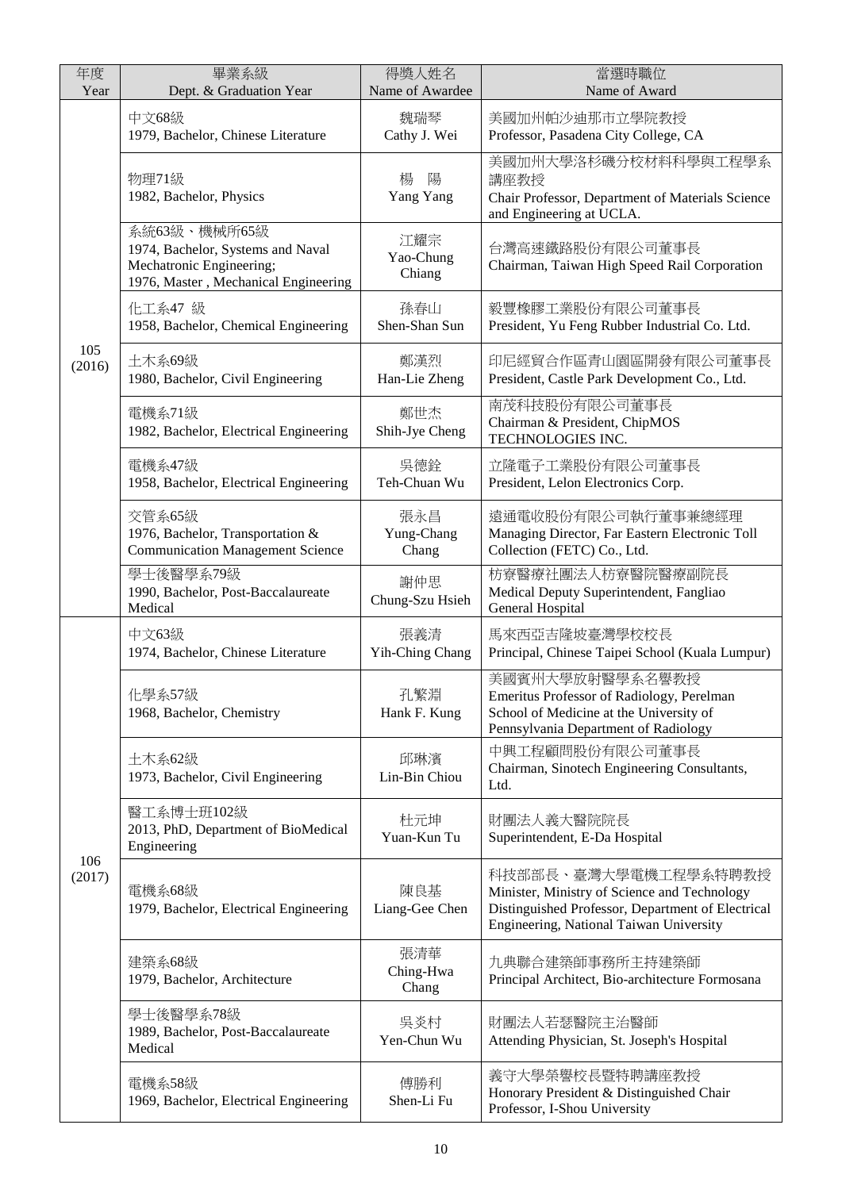| 年度<br>Year | 畢業系級<br>Dept. & Graduation Year | 得獎人姓名<br>Name of Awardee | 當選時職位<br>Name of Award |
|---|---|---|---|
| 105<br>(2016) | 中文68級<br>1979, Bachelor, Chinese Literature | 魏瑞琴<br>Cathy J. Wei | 美國加州帕沙迪那市立學院教授<br>Professor, Pasadena City College, CA |
| | 物理71級<br>1982, Bachelor, Physics | 楊　陽<br>Yang Yang | 美國加州大學洛杉磯分校材料科學與工程學系講座教授<br>Chair Professor, Department of Materials Science and Engineering at UCLA. |
| | 系統63級、機械所65級<br>1974, Bachelor, Systems and Naval Mechatronic Engineering;<br>1976, Master , Mechanical Engineering | 江耀宗<br>Yao-Chung Chiang | 台灣高速鐵路股份有限公司董事長<br>Chairman, Taiwan High Speed Rail Corporation |
| | 化工系47 級<br>1958, Bachelor, Chemical Engineering | 孫春山<br>Shen-Shan Sun | 毅豐橡膠工業股份有限公司董事長<br>President, Yu Feng Rubber Industrial Co. Ltd. |
| | 土木系69級<br>1980, Bachelor, Civil Engineering | 鄭漢烈<br>Han-Lie Zheng | 印尼經貿合作區青山園區開發有限公司董事長<br>President, Castle Park Development Co., Ltd. |
| | 電機系71級<br>1982, Bachelor, Electrical Engineering | 鄭世杰<br>Shih-Jye Cheng | 南茂科技股份有限公司董事長<br>Chairman & President, ChipMOS TECHNOLOGIES INC. |
| | 電機系47級<br>1958, Bachelor, Electrical Engineering | 吳德銓<br>Teh-Chuan Wu | 立隆電子工業股份有限公司董事長<br>President, Lelon Electronics Corp. |
| | 交管系65級<br>1976, Bachelor, Transportation & Communication Management Science | 張永昌<br>Yung-Chang Chang | 遠通電收股份有限公司執行董事兼總經理<br>Managing Director, Far Eastern Electronic Toll Collection (FETC) Co., Ltd. |
| | 學士後醫學系79級<br>1990, Bachelor, Post-Baccalaureate Medical | 謝仲思<br>Chung-Szu Hsieh | 枋寮醫療社團法人枋寮醫院醫療副院長<br>Medical Deputy Superintendent, Fangliao General Hospital |
| 106<br>(2017) | 中文63級<br>1974, Bachelor, Chinese Literature | 張義清<br>Yih-Ching Chang | 馬來西亞吉隆坡臺灣學校校長<br>Principal, Chinese Taipei School (Kuala Lumpur) |
| | 化學系57級<br>1968, Bachelor, Chemistry | 孔繁淵<br>Hank F. Kung | 美國賓州大學放射醫學系名譽教授<br>Emeritus Professor of Radiology, Perelman School of Medicine at the University of Pennsylvania Department of Radiology |
| | 土木系62級<br>1973, Bachelor, Civil Engineering | 邱琳濱<br>Lin-Bin Chiou | 中興工程顧問股份有限公司董事長<br>Chairman, Sinotech Engineering Consultants, Ltd. |
| | 醫工系博士班102級<br>2013, PhD, Department of BioMedical Engineering | 杜元坤<br>Yuan-Kun Tu | 財團法人義大醫院院長<br>Superintendent, E-Da Hospital |
| | 電機系68級<br>1979, Bachelor, Electrical Engineering | 陳良基<br>Liang-Gee Chen | 科技部部長、臺灣大學電機工程學系特聘教授<br>Minister, Ministry of Science and Technology<br>Distinguished Professor, Department of Electrical Engineering, National Taiwan University |
| | 建築系68級<br>1979, Bachelor, Architecture | 張清華<br>Ching-Hwa Chang | 九典聯合建築師事務所主持建築師<br>Principal Architect, Bio-architecture Formosana |
| | 學士後醫學系78級<br>1989, Bachelor, Post-Baccalaureate Medical | 吳炎村<br>Yen-Chun Wu | 財團法人若瑟醫院主治醫師<br>Attending Physician, St. Joseph's Hospital |
| | 電機系58級<br>1969, Bachelor, Electrical Engineering | 傅勝利<br>Shen-Li Fu | 義守大學榮譽校長暨特聘講座教授<br>Honorary President & Distinguished Chair Professor, I-Shou University |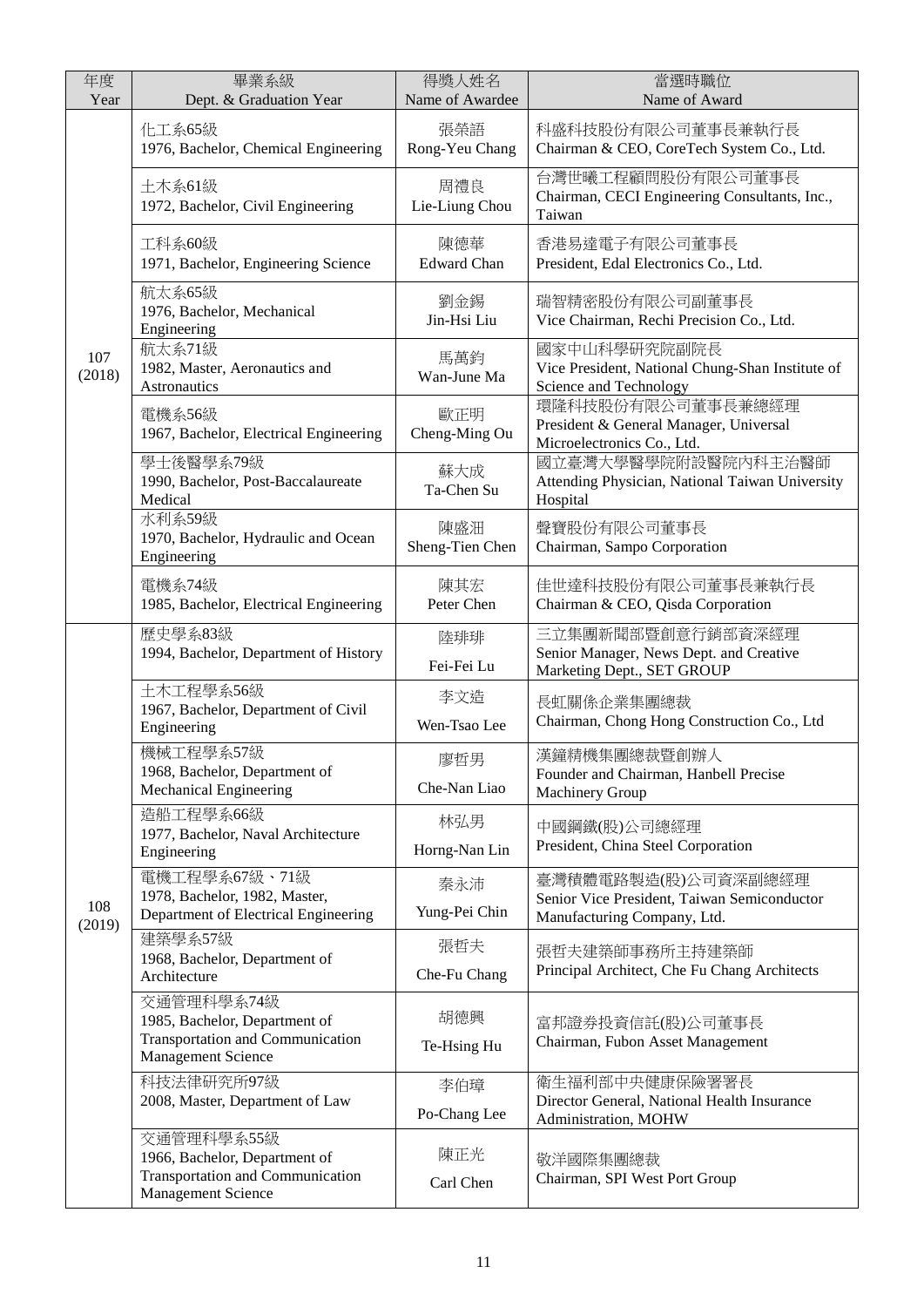| 年度<br>Year | 畢業系級<br>Dept. & Graduation Year | 得獎人姓名<br>Name of Awardee | 當選時職位<br>Name of Award |
|---|---|---|---|
| 107<br>(2018) | 化工系65級<br>1976, Bachelor, Chemical Engineering | 張榮語<br>Rong-Yeu Chang | 科盛科技股份有限公司董事長兼執行長<br>Chairman & CEO, CoreTech System Co., Ltd. |
| | 土木系61級<br>1972, Bachelor, Civil Engineering | 周禮良<br>Lie-Liung Chou | 台灣世曦工程顧問股份有限公司董事長<br>Chairman, CECI Engineering Consultants, Inc., Taiwan |
| | 工科系60級<br>1971, Bachelor, Engineering Science | 陳德華<br>Edward Chan | 香港易達電子有限公司董事長<br>President, Edal Electronics Co., Ltd. |
| | 航太系65級<br>1976, Bachelor, Mechanical Engineering | 劉金錫<br>Jin-Hsi Liu | 瑞智精密股份有限公司副董事長<br>Vice Chairman, Rechi Precision Co., Ltd. |
| | 航太系71級<br>1982, Master, Aeronautics and Astronautics | 馬萬鈞<br>Wan-June Ma | 國家中山科學研究院副院長<br>Vice President, National Chung-Shan Institute of Science and Technology |
| | 電機系56級<br>1967, Bachelor, Electrical Engineering | 歐正明<br>Cheng-Ming Ou | 環隆科技股份有限公司董事長兼總經理<br>President & General Manager, Universal Microelectronics Co., Ltd. |
| | 學士後醫學系79級<br>1990, Bachelor, Post-Baccalaureate Medical | 蘇大成<br>Ta-Chen Su | 國立臺灣大學醫學院附設醫院內科主治醫師<br>Attending Physician, National Taiwan University Hospital |
| | 水利系59級<br>1970, Bachelor, Hydraulic and Ocean Engineering | 陳盛沺<br>Sheng-Tien Chen | 聲寶股份有限公司董事長<br>Chairman, Sampo Corporation |
| | 電機系74級<br>1985, Bachelor, Electrical Engineering | 陳其宏<br>Peter Chen | 佳世達科技股份有限公司董事長兼執行長<br>Chairman & CEO, Qisda Corporation |
| 108<br>(2019) | 歷史學系83級<br>1994, Bachelor, Department of History | 陸琲琲<br>Fei-Fei Lu | 三立集團新聞部暨創意行銷部資深經理<br>Senior Manager, News Dept. and Creative Marketing Dept., SET GROUP |
| | 土木工程學系56級<br>1967, Bachelor, Department of Civil Engineering | 李文造<br>Wen-Tsao Lee | 長虹關係企業集團總裁<br>Chairman, Chong Hong Construction Co., Ltd |
| | 機械工程學系57級<br>1968, Bachelor, Department of Mechanical Engineering | 廖哲男<br>Che-Nan Liao | 漢鐘精機集團總裁暨創辦人<br>Founder and Chairman, Hanbell Precise Machinery Group |
| | 造船工程學系66級<br>1977, Bachelor, Naval Architecture Engineering | 林弘男<br>Horng-Nan Lin | 中國鋼鐵(股)公司總經理<br>President, China Steel Corporation |
| | 電機工程學系67級、71級<br>1978, Bachelor, 1982, Master, Department of Electrical Engineering | 秦永沛<br>Yung-Pei Chin | 臺灣積體電路製造(股)公司資深副總經理<br>Senior Vice President, Taiwan Semiconductor Manufacturing Company, Ltd. |
| | 建築學系57級<br>1968, Bachelor, Department of Architecture | 張哲夫<br>Che-Fu Chang | 張哲夫建築師事務所主持建築師<br>Principal Architect, Che Fu Chang Architects |
| | 交通管理科學系74級<br>1985, Bachelor, Department of Transportation and Communication Management Science | 胡德興<br>Te-Hsing Hu | 富邦證券投資信託(股)公司董事長<br>Chairman, Fubon Asset Management |
| | 科技法律研究所97級<br>2008, Master, Department of Law | 李伯璋<br>Po-Chang Lee | 衛生福利部中央健康保險署署長<br>Director General, National Health Insurance Administration, MOHW |
| | 交通管理科學系55級<br>1966, Bachelor, Department of Transportation and Communication Management Science | 陳正光<br>Carl Chen | 敬洋國際集團總裁<br>Chairman, SPI West Port Group |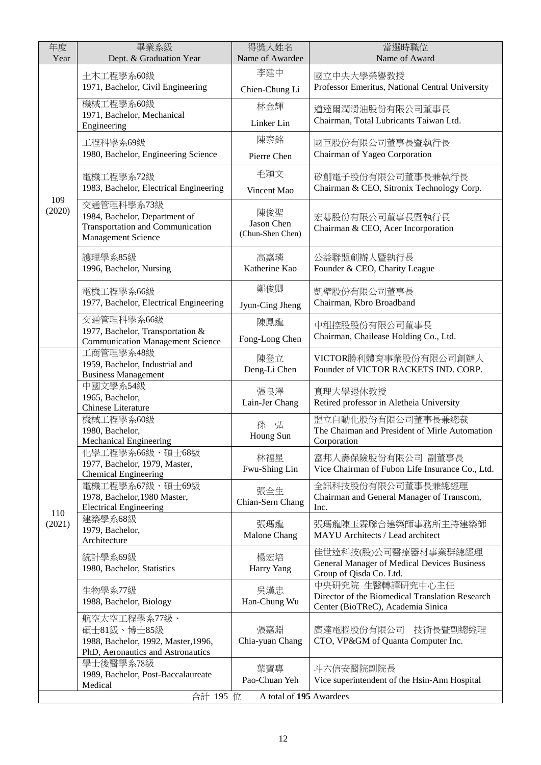| 年度<br>Year | 畢業系級<br>Dept. & Graduation Year | 得獎人姓名<br>Name of Awardee | 當選時職位<br>Name of Award |
|---|---|---|---|
| 109<br>(2020) | 土木工程學系60級<br>1971, Bachelor, Civil Engineering | 李建中<br>Chien-Chung Li | 國立中央大學榮譽教授<br>Professor Emeritus, National Central University |
| | 機械工程學系60級<br>1971, Bachelor, Mechanical Engineering | 林金輝<br>Linker Lin | 道達爾潤滑油股份有限公司董事長<br>Chairman, Total Lubricants Taiwan Ltd. |
| | 工程科學系69級<br>1980, Bachelor, Engineering Science | 陳泰銘<br>Pierre Chen | 國巨股份有限公司董事長暨執行長<br>Chairman of Yageo Corporation |
| | 電機工程學系72級<br>1983, Bachelor, Electrical Engineering | 毛穎文<br>Vincent Mao | 矽創電子股份有限公司董事長兼執行長<br>Chairman & CEO, Sitronix Technology Corp. |
| | 交通管理科學系73級<br>1984, Bachelor, Department of Transportation and Communication Management Science | 陳俊聖<br>Jason Chen<br>(Chun-Shen Chen) | 宏碁股份有限公司董事長暨執行長<br>Chairman & CEO, Acer Incorporation |
| | 護理學系85級<br>1996, Bachelor, Nursing | 高嘉璘<br>Katherine Kao | 公益聯盟創辦人暨執行長<br>Founder & CEO, Charity League |
| | 電機工程學系66級<br>1977, Bachelor, Electrical Engineering | 鄭俊卿<br>Jyun-Cing Jheng | 凱擘股份有限公司董事長<br>Chairman, Kbro Broadband |
| | 交通管理科學系66級<br>1977, Bachelor, Transportation & Communication Management Science | 陳鳳龍<br>Fong-Long Chen | 中租控股股份有限公司董事長<br>Chairman, Chailease Holding Co., Ltd. |
| 110<br>(2021) | 工商管理學系48級<br>1959, Bachelor, Industrial and Business Management | 陳登立<br>Deng-Li Chen | VICTOR勝利體育事業股份有限公司創辦人<br>Founder of VICTOR RACKETS IND. CORP. |
| | 中國文學系54級<br>1965, Bachelor, Chinese Literature | 張良澤<br>Lain-Jer Chang | 真理大學退休教授<br>Retired professor in Aletheia University |
| | 機械工程學系60級<br>1980, Bachelor, Mechanical Engineering | 孫 弘<br>Houng Sun | 盟立自動化股份有限公司董事長兼總裁<br>The Chaiman and President of Mirle Automation Corporation |
| | 化學工程學系66級、碩士68級<br>1977, Bachelor, 1979, Master, Chemical Engineering | 林福星<br>Fwu-Shing Lin | 富邦人壽保險股份有限公司 副董事長<br>Vice Chairman of Fubon Life Insurance Co., Ltd. |
| | 電機工程學系67級、碩士69級<br>1978, Bachelor,1980 Master, Electrical Engineering | 張全生<br>Chian-Sern Chang | 全訊科技股份有限公司董事長兼總經理<br>Chairman and General Manager of Transcom, Inc. |
| | 建築學系68級<br>1979, Bachelor, Architecture | 張瑪龍<br>Malone Chang | 張瑪龍陳玉霖聯合建築師事務所主持建築師<br>MAYU Architects / Lead architect |
| | 統計學系69級<br>1980, Bachelor, Statistics | 楊宏培<br>Harry Yang | 佳世達科技(股)公司醫療器材事業群總經理<br>General Manager of Medical Devices Business Group of Qisda Co. Ltd. |
| | 生物學系77級<br>1988, Bachelor, Biology | 吳漢忠<br>Han-Chung Wu | 中央研究院 生醫轉譯研究中心主任<br>Director of the Biomedical Translation Research Center (BioTReC), Academia Sinica |
| | 航空太空工程學系77級、碩士81級、博士85級<br>1988, Bachelor, 1992, Master,1996, PhD, Aeronautics and Astronautics | 張嘉淵<br>Chia-yuan Chang | 廣達電腦股份有限公司　技術長暨副總經理<br>CTO, VP&GM of Quanta Computer Inc. |
| | 學士後醫學系78級<br>1989, Bachelor, Post-Baccalaureate Medical | 葉寶專<br>Pao-Chuan Yeh | 斗六信安醫院副院長<br>Vice superintendent of the Hsin-Ann Hospital |
| 合計 195 位　A total of **195** Awardees | | | |